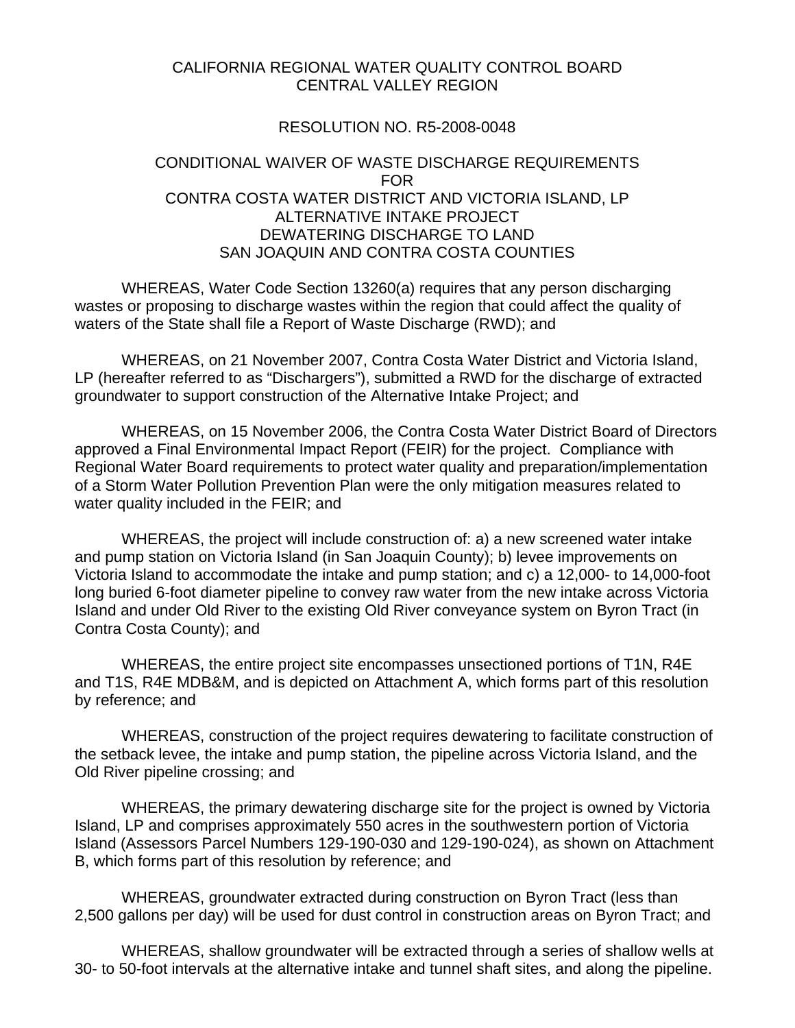CALIFORNIA REGIONAL WATER QUALITY CONTROL BOARD
CENTRAL VALLEY REGION

RESOLUTION NO. R5-2008-0048

CONDITIONAL WAIVER OF WASTE DISCHARGE REQUIREMENTS
FOR
CONTRA COSTA WATER DISTRICT AND VICTORIA ISLAND, LP
ALTERNATIVE INTAKE PROJECT
DEWATERING DISCHARGE TO LAND
SAN JOAQUIN AND CONTRA COSTA COUNTIES

WHEREAS, Water Code Section 13260(a) requires that any person discharging wastes or proposing to discharge wastes within the region that could affect the quality of waters of the State shall file a Report of Waste Discharge (RWD); and

WHEREAS, on 21 November 2007, Contra Costa Water District and Victoria Island, LP (hereafter referred to as "Dischargers"), submitted a RWD for the discharge of extracted groundwater to support construction of the Alternative Intake Project; and

WHEREAS, on 15 November 2006, the Contra Costa Water District Board of Directors approved a Final Environmental Impact Report (FEIR) for the project. Compliance with Regional Water Board requirements to protect water quality and preparation/implementation of a Storm Water Pollution Prevention Plan were the only mitigation measures related to water quality included in the FEIR; and

WHEREAS, the project will include construction of: a) a new screened water intake and pump station on Victoria Island (in San Joaquin County); b) levee improvements on Victoria Island to accommodate the intake and pump station; and c) a 12,000- to 14,000-foot long buried 6-foot diameter pipeline to convey raw water from the new intake across Victoria Island and under Old River to the existing Old River conveyance system on Byron Tract (in Contra Costa County); and

WHEREAS, the entire project site encompasses unsectioned portions of T1N, R4E and T1S, R4E MDB&M, and is depicted on Attachment A, which forms part of this resolution by reference; and

WHEREAS, construction of the project requires dewatering to facilitate construction of the setback levee, the intake and pump station, the pipeline across Victoria Island, and the Old River pipeline crossing; and

WHEREAS, the primary dewatering discharge site for the project is owned by Victoria Island, LP and comprises approximately 550 acres in the southwestern portion of Victoria Island (Assessors Parcel Numbers 129-190-030 and 129-190-024), as shown on Attachment B, which forms part of this resolution by reference; and

WHEREAS, groundwater extracted during construction on Byron Tract (less than 2,500 gallons per day) will be used for dust control in construction areas on Byron Tract; and

WHEREAS, shallow groundwater will be extracted through a series of shallow wells at 30- to 50-foot intervals at the alternative intake and tunnel shaft sites, and along the pipeline.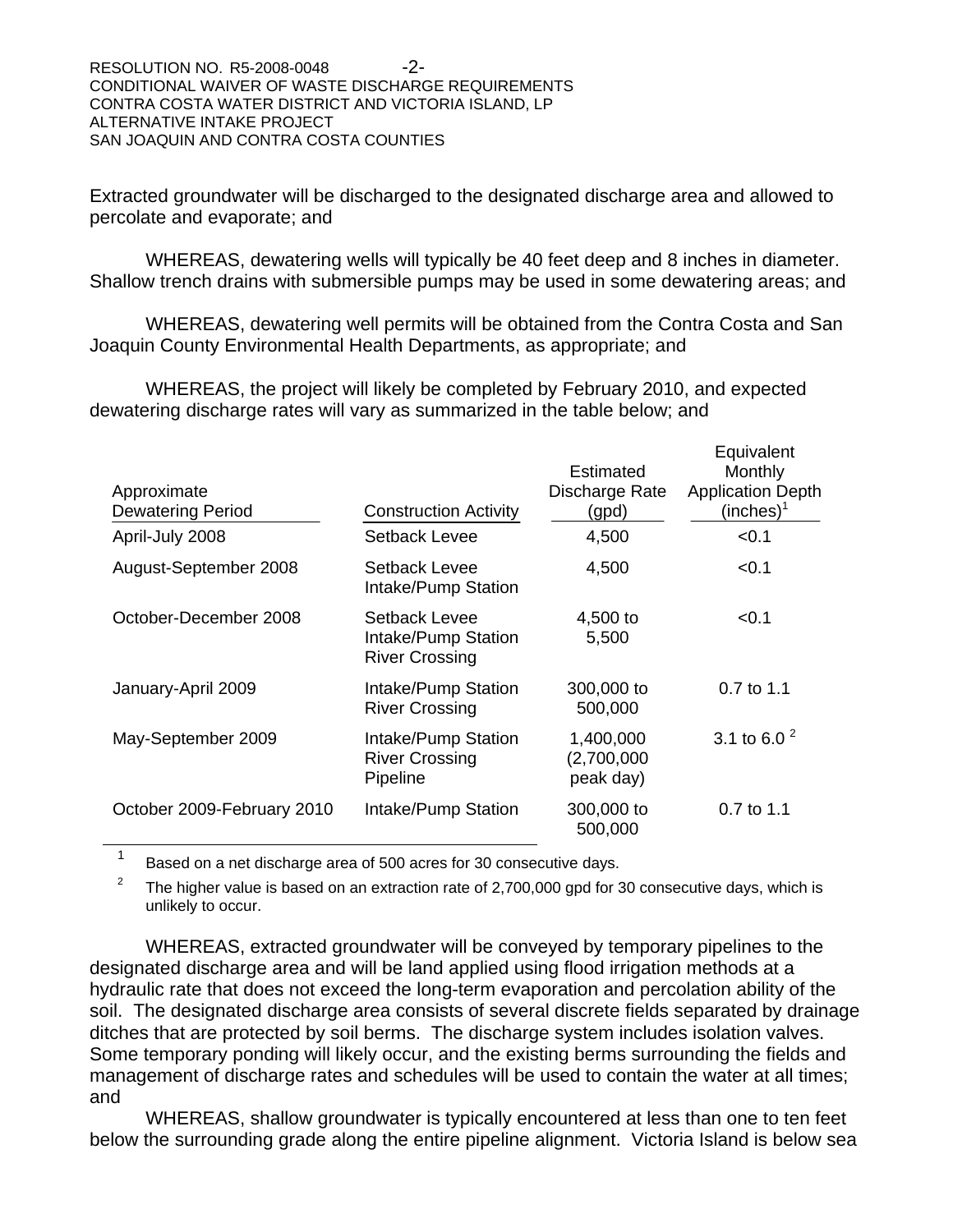Extracted groundwater will be discharged to the designated discharge area and allowed to percolate and evaporate; and

WHEREAS, dewatering wells will typically be 40 feet deep and 8 inches in diameter. Shallow trench drains with submersible pumps may be used in some dewatering areas; and

WHEREAS, dewatering well permits will be obtained from the Contra Costa and San Joaquin County Environmental Health Departments, as appropriate; and

WHEREAS, the project will likely be completed by February 2010, and expected dewatering discharge rates will vary as summarized in the table below; and

| Approximate Dewatering Period | Construction Activity | Estimated Discharge Rate (gpd) | Equivalent Monthly Application Depth (inches)[1] |
|---|---|---|---|
| April-July 2008 | Setback Levee | 4,500 | <0.1 |
| August-September 2008 | Setback Levee<br>Intake/Pump Station | 4,500 | <0.1 |
| October-December 2008 | Setback Levee<br>Intake/Pump Station<br>River Crossing | 4,500 to 5,500 | <0.1 |
| January-April 2009 | Intake/Pump Station<br>River Crossing | 300,000 to 500,000 | 0.7 to 1.1 |
| May-September 2009 | Intake/Pump Station<br>River Crossing<br>Pipeline | 1,400,000 (2,700,000 peak day) | 3.1 to 6.0 [2] |
| October 2009-February 2010 | Intake/Pump Station | 300,000 to 500,000 | 0.7 to 1.1 |

[1] Based on a net discharge area of 500 acres for 30 consecutive days.

[2] The higher value is based on an extraction rate of 2,700,000 gpd for 30 consecutive days, which is unlikely to occur.

WHEREAS, extracted groundwater will be conveyed by temporary pipelines to the designated discharge area and will be land applied using flood irrigation methods at a hydraulic rate that does not exceed the long-term evaporation and percolation ability of the soil. The designated discharge area consists of several discrete fields separated by drainage ditches that are protected by soil berms. The discharge system includes isolation valves. Some temporary ponding will likely occur, and the existing berms surrounding the fields and management of discharge rates and schedules will be used to contain the water at all times; and

WHEREAS, shallow groundwater is typically encountered at less than one to ten feet below the surrounding grade along the entire pipeline alignment. Victoria Island is below sea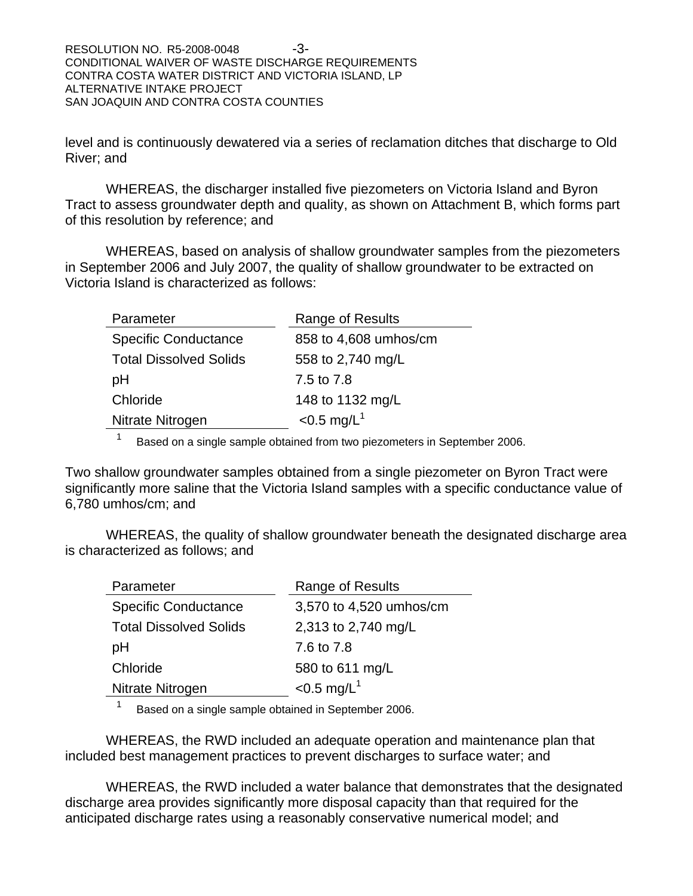level and is continuously dewatered via a series of reclamation ditches that discharge to Old River; and

WHEREAS, the discharger installed five piezometers on Victoria Island and Byron Tract to assess groundwater depth and quality, as shown on Attachment B, which forms part of this resolution by reference; and

WHEREAS, based on analysis of shallow groundwater samples from the piezometers in September 2006 and July 2007, the quality of shallow groundwater to be extracted on Victoria Island is characterized as follows:

| Parameter | Range of Results |
|---|---|
| Specific Conductance | 858 to 4,608 umhos/cm |
| Total Dissolved Solids | 558 to 2,740 mg/L |
| pH | 7.5 to 7.8 |
| Chloride | 148 to 1132 mg/L |
| Nitrate Nitrogen | <0.5 mg/L[1] |

[1] Based on a single sample obtained from two piezometers in September 2006.

Two shallow groundwater samples obtained from a single piezometer on Byron Tract were significantly more saline that the Victoria Island samples with a specific conductance value of 6,780 umhos/cm; and

WHEREAS, the quality of shallow groundwater beneath the designated discharge area is characterized as follows; and

| Parameter | Range of Results |
|---|---|
| Specific Conductance | 3,570 to 4,520 umhos/cm |
| Total Dissolved Solids | 2,313 to 2,740 mg/L |
| pH | 7.6 to 7.8 |
| Chloride | 580 to 611 mg/L |
| Nitrate Nitrogen | <0.5 mg/L[1] |

[1] Based on a single sample obtained in September 2006.

WHEREAS, the RWD included an adequate operation and maintenance plan that included best management practices to prevent discharges to surface water; and

WHEREAS, the RWD included a water balance that demonstrates that the designated discharge area provides significantly more disposal capacity than that required for the anticipated discharge rates using a reasonably conservative numerical model; and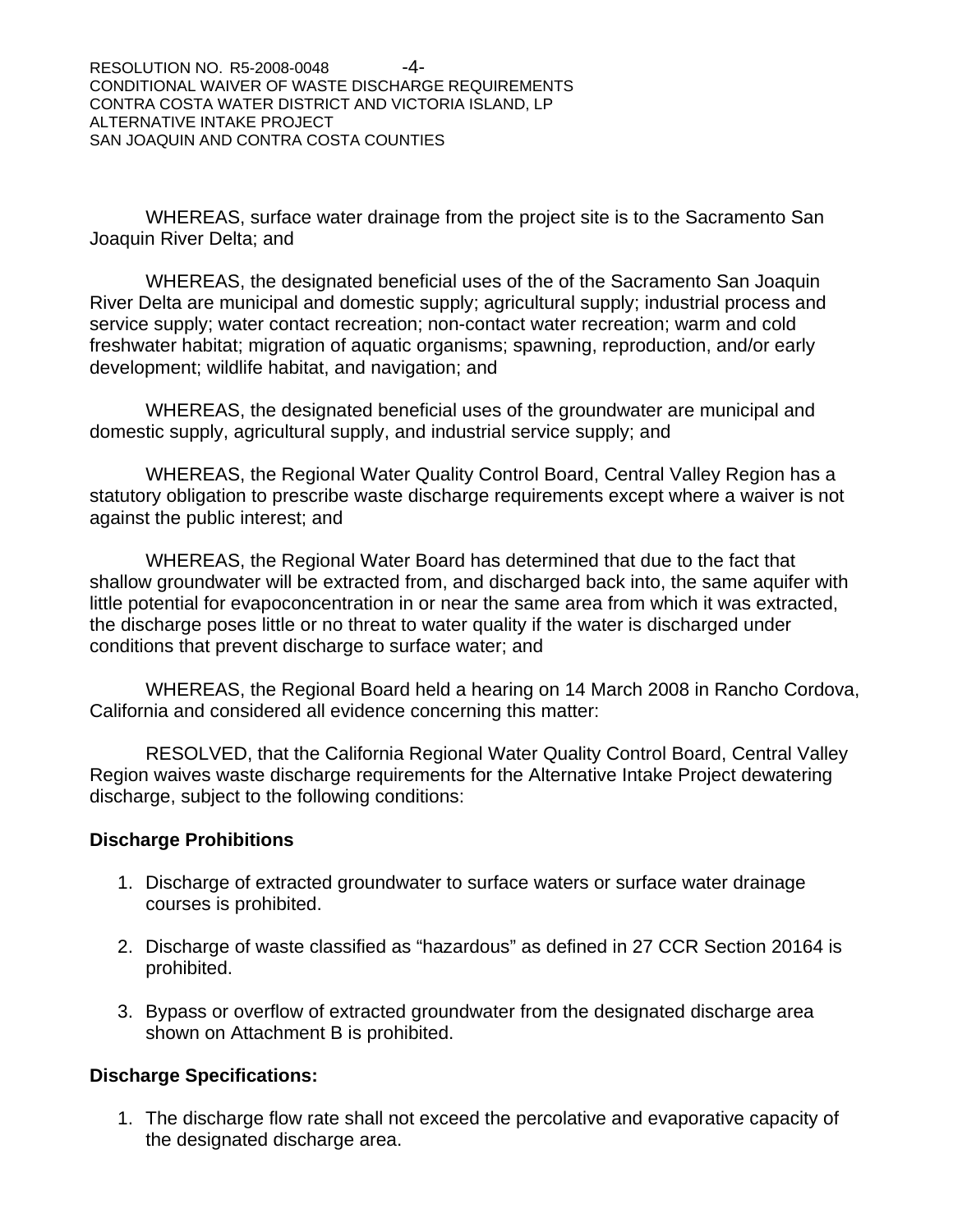WHEREAS, surface water drainage from the project site is to the Sacramento San Joaquin River Delta; and

WHEREAS, the designated beneficial uses of the of the Sacramento San Joaquin River Delta are municipal and domestic supply; agricultural supply; industrial process and service supply; water contact recreation; non-contact water recreation; warm and cold freshwater habitat; migration of aquatic organisms; spawning, reproduction, and/or early development; wildlife habitat, and navigation; and

WHEREAS, the designated beneficial uses of the groundwater are municipal and domestic supply, agricultural supply, and industrial service supply; and

WHEREAS, the Regional Water Quality Control Board, Central Valley Region has a statutory obligation to prescribe waste discharge requirements except where a waiver is not against the public interest; and

WHEREAS, the Regional Water Board has determined that due to the fact that shallow groundwater will be extracted from, and discharged back into, the same aquifer with little potential for evapoconcentration in or near the same area from which it was extracted, the discharge poses little or no threat to water quality if the water is discharged under conditions that prevent discharge to surface water; and

WHEREAS, the Regional Board held a hearing on 14 March 2008 in Rancho Cordova, California and considered all evidence concerning this matter:

RESOLVED, that the California Regional Water Quality Control Board, Central Valley Region waives waste discharge requirements for the Alternative Intake Project dewatering discharge, subject to the following conditions:

**Discharge Prohibitions**

1. Discharge of extracted groundwater to surface waters or surface water drainage courses is prohibited.

2. Discharge of waste classified as "hazardous" as defined in 27 CCR Section 20164 is prohibited.

3. Bypass or overflow of extracted groundwater from the designated discharge area shown on Attachment B is prohibited.

**Discharge Specifications:**

1. The discharge flow rate shall not exceed the percolative and evaporative capacity of the designated discharge area.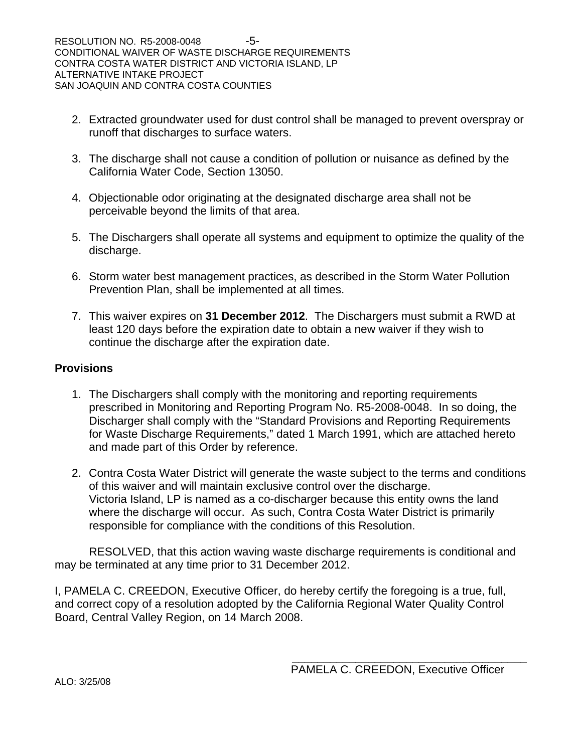2. Extracted groundwater used for dust control shall be managed to prevent overspray or runoff that discharges to surface waters.

3. The discharge shall not cause a condition of pollution or nuisance as defined by the California Water Code, Section 13050.

4. Objectionable odor originating at the designated discharge area shall not be perceivable beyond the limits of that area.

5. The Dischargers shall operate all systems and equipment to optimize the quality of the discharge.

6. Storm water best management practices, as described in the Storm Water Pollution Prevention Plan, shall be implemented at all times.

7. This waiver expires on **31 December 2012**. The Dischargers must submit a RWD at least 120 days before the expiration date to obtain a new waiver if they wish to continue the discharge after the expiration date.

**Provisions**

1. The Dischargers shall comply with the monitoring and reporting requirements prescribed in Monitoring and Reporting Program No. R5-2008-0048. In so doing, the Discharger shall comply with the "Standard Provisions and Reporting Requirements for Waste Discharge Requirements," dated 1 March 1991, which are attached hereto and made part of this Order by reference.

2. Contra Costa Water District will generate the waste subject to the terms and conditions of this waiver and will maintain exclusive control over the discharge. Victoria Island, LP is named as a co-discharger because this entity owns the land where the discharge will occur. As such, Contra Costa Water District is primarily responsible for compliance with the conditions of this Resolution.

RESOLVED, that this action waving waste discharge requirements is conditional and may be terminated at any time prior to 31 December 2012.

I, PAMELA C. CREEDON, Executive Officer, do hereby certify the foregoing is a true, full, and correct copy of a resolution adopted by the California Regional Water Quality Control Board, Central Valley Region, on 14 March 2008.

\_\_\_\_\_\_\_\_\_\_\_\_\_\_\_\_\_\_\_\_\_\_\_\_\_\_\_\_\_\_\_\_\_\_\_\_\_\_

PAMELA C. CREEDON, Executive Officer

ALO: 3/25/08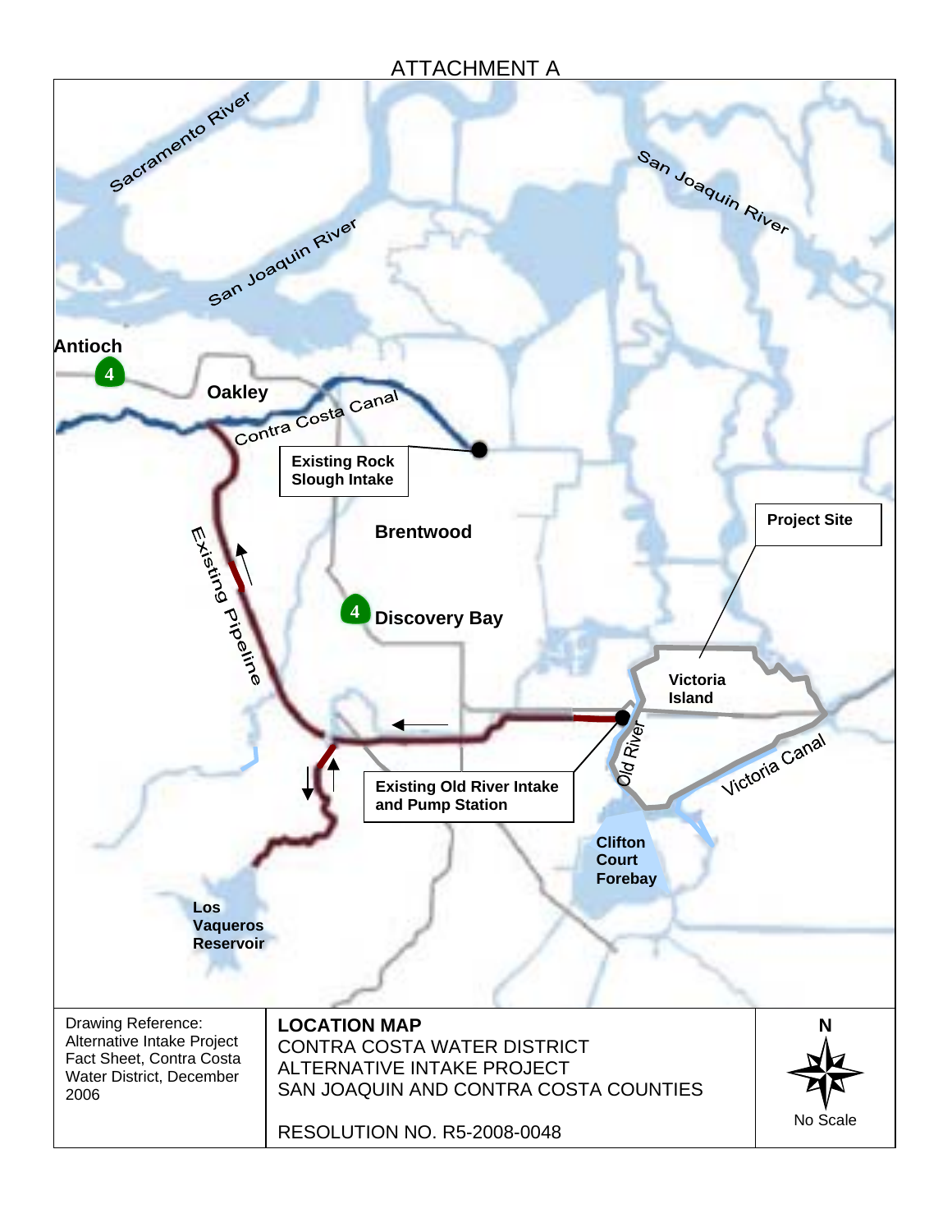# ATTACHMENT A

Sacramento River

San Joaquin River

San Joaquin River

Antioch

4

Oakley

Contra Costa Canal

Existing Rock Slough Intake

Brentwood

Project Site

Existing Pipeline

4

Discovery Bay

Victoria Island

Old River

Victoria Canal

Existing Old River Intake and Pump Station

Clifton Court Forebay

Los Vaqueros Reservoir

| Drawing Reference: Alternative Intake Project Fact Sheet, Contra Costa Water District, December 2006 | **LOCATION MAP**<br>CONTRA COSTA WATER DISTRICT<br>ALTERNATIVE INTAKE PROJECT<br>SAN JOAQUIN AND CONTRA COSTA COUNTIES<br><br>RESOLUTION NO. R5-2008-0048 | N<br><br>No Scale |
|---|---|---|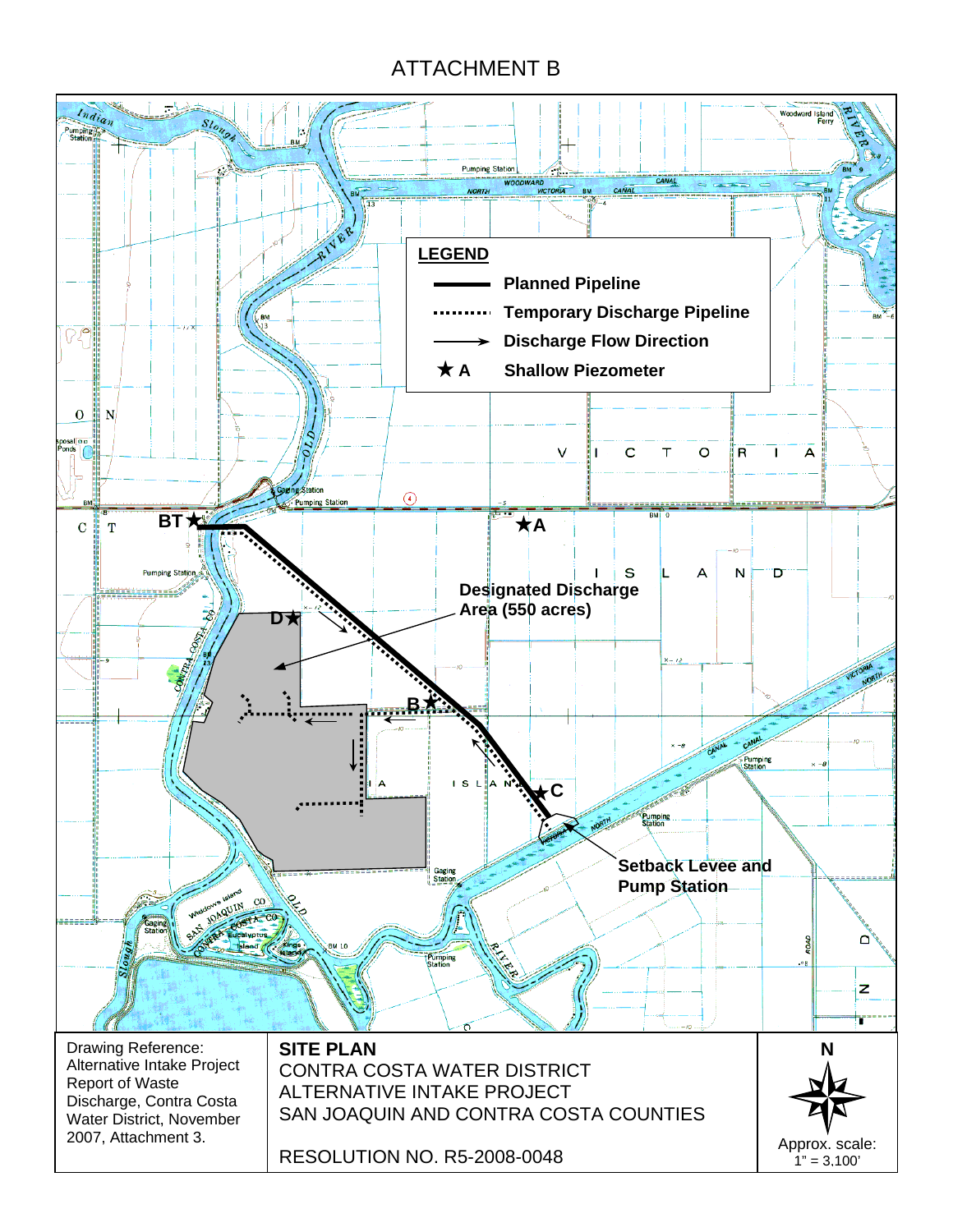# ATTACHMENT B

**LEGEND**

- **Planned Pipeline**
- **Temporary Discharge Pipeline**
- **Discharge Flow Direction**
- ★ **A** **Shallow Piezometer**

**Designated Discharge Area (550 acres)**

**Setback Levee and Pump Station**

BT ★ A B C D

VICTORIA ISLAND

| Drawing Reference: Alternative Intake Project Report of Waste Discharge, Contra Costa Water District, November 2007, Attachment 3. | **SITE PLAN**<br>CONTRA COSTA WATER DISTRICT<br>ALTERNATIVE INTAKE PROJECT<br>SAN JOAQUIN AND CONTRA COSTA COUNTIES<br><br>RESOLUTION NO. R5-2008-0048 | N<br><br>Approx. scale:<br>1" = 3,100' |
|---|---|---|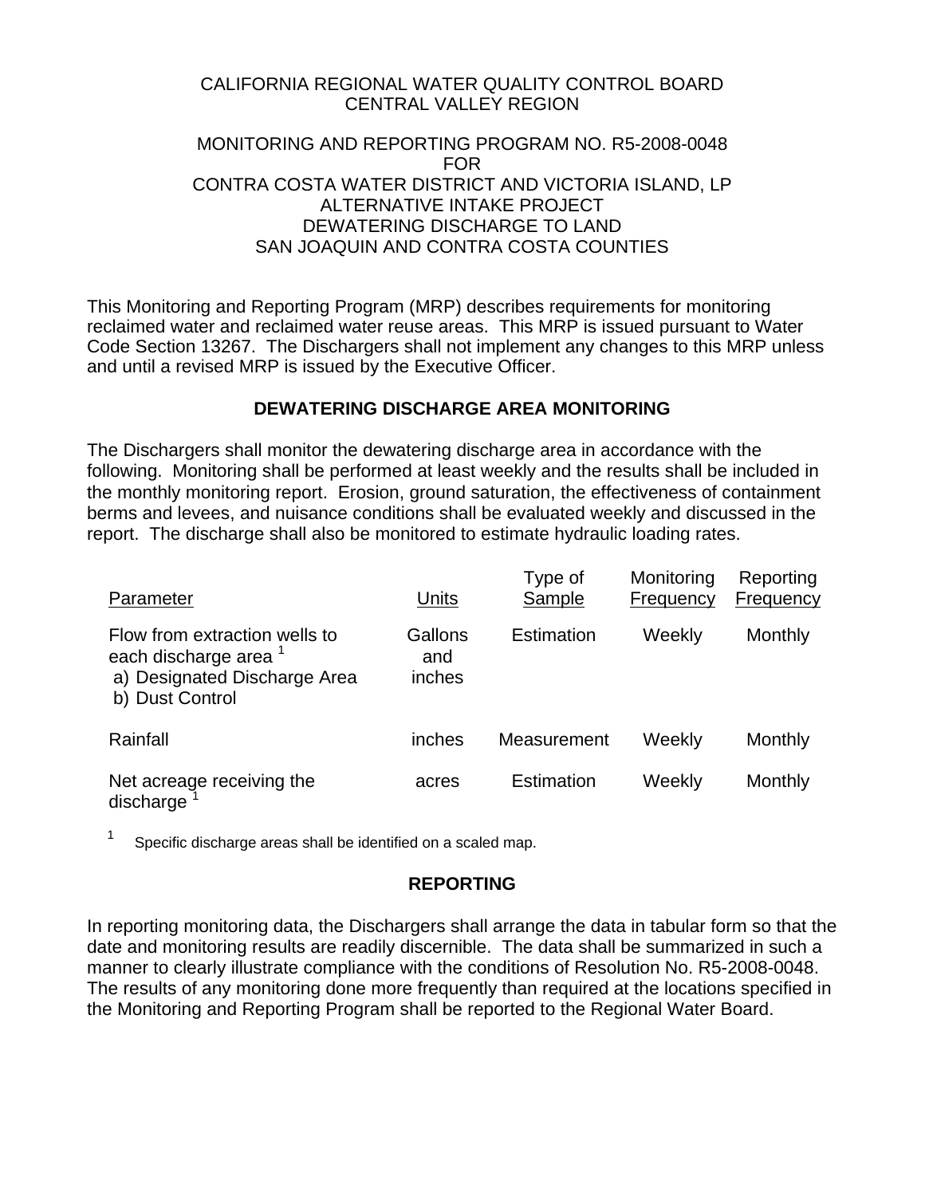CALIFORNIA REGIONAL WATER QUALITY CONTROL BOARD
CENTRAL VALLEY REGION

MONITORING AND REPORTING PROGRAM NO. R5-2008-0048
FOR
CONTRA COSTA WATER DISTRICT AND VICTORIA ISLAND, LP
ALTERNATIVE INTAKE PROJECT
DEWATERING DISCHARGE TO LAND
SAN JOAQUIN AND CONTRA COSTA COUNTIES

This Monitoring and Reporting Program (MRP) describes requirements for monitoring reclaimed water and reclaimed water reuse areas. This MRP is issued pursuant to Water Code Section 13267. The Dischargers shall not implement any changes to this MRP unless and until a revised MRP is issued by the Executive Officer.

## DEWATERING DISCHARGE AREA MONITORING

The Dischargers shall monitor the dewatering discharge area in accordance with the following. Monitoring shall be performed at least weekly and the results shall be included in the monthly monitoring report. Erosion, ground saturation, the effectiveness of containment berms and levees, and nuisance conditions shall be evaluated weekly and discussed in the report. The discharge shall also be monitored to estimate hydraulic loading rates.

| Parameter | Units | Type of Sample | Monitoring Frequency | Reporting Frequency |
|---|---|---|---|---|
| Flow from extraction wells to each discharge area [1]<br>a) Designated Discharge Area<br>b) Dust Control | Gallons and inches | Estimation | Weekly | Monthly |
| Rainfall | inches | Measurement | Weekly | Monthly |
| Net acreage receiving the discharge [1] | acres | Estimation | Weekly | Monthly |

[1] Specific discharge areas shall be identified on a scaled map.

## REPORTING

In reporting monitoring data, the Dischargers shall arrange the data in tabular form so that the date and monitoring results are readily discernible. The data shall be summarized in such a manner to clearly illustrate compliance with the conditions of Resolution No. R5-2008-0048. The results of any monitoring done more frequently than required at the locations specified in the Monitoring and Reporting Program shall be reported to the Regional Water Board.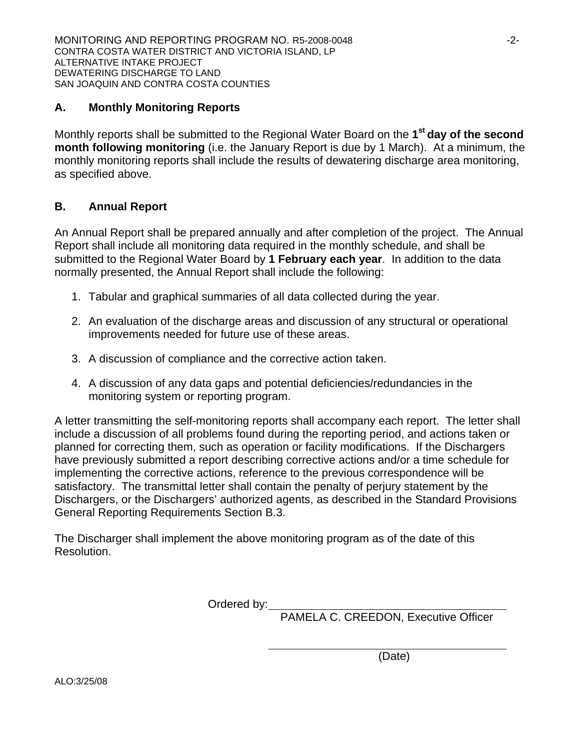## A. Monthly Monitoring Reports

Monthly reports shall be submitted to the Regional Water Board on the **1st day of the second month following monitoring** (i.e. the January Report is due by 1 March). At a minimum, the monthly monitoring reports shall include the results of dewatering discharge area monitoring, as specified above.

## B. Annual Report

An Annual Report shall be prepared annually and after completion of the project. The Annual Report shall include all monitoring data required in the monthly schedule, and shall be submitted to the Regional Water Board by **1 February each year**. In addition to the data normally presented, the Annual Report shall include the following:

1. Tabular and graphical summaries of all data collected during the year.
2. An evaluation of the discharge areas and discussion of any structural or operational improvements needed for future use of these areas.
3. A discussion of compliance and the corrective action taken.
4. A discussion of any data gaps and potential deficiencies/redundancies in the monitoring system or reporting program.

A letter transmitting the self-monitoring reports shall accompany each report. The letter shall include a discussion of all problems found during the reporting period, and actions taken or planned for correcting them, such as operation or facility modifications. If the Dischargers have previously submitted a report describing corrective actions and/or a time schedule for implementing the corrective actions, reference to the previous correspondence will be satisfactory. The transmittal letter shall contain the penalty of perjury statement by the Dischargers, or the Dischargers' authorized agents, as described in the Standard Provisions General Reporting Requirements Section B.3.

The Discharger shall implement the above monitoring program as of the date of this Resolution.

Ordered by: ______________________________
PAMELA C. CREEDON, Executive Officer

______________________________
(Date)

ALO:3/25/08